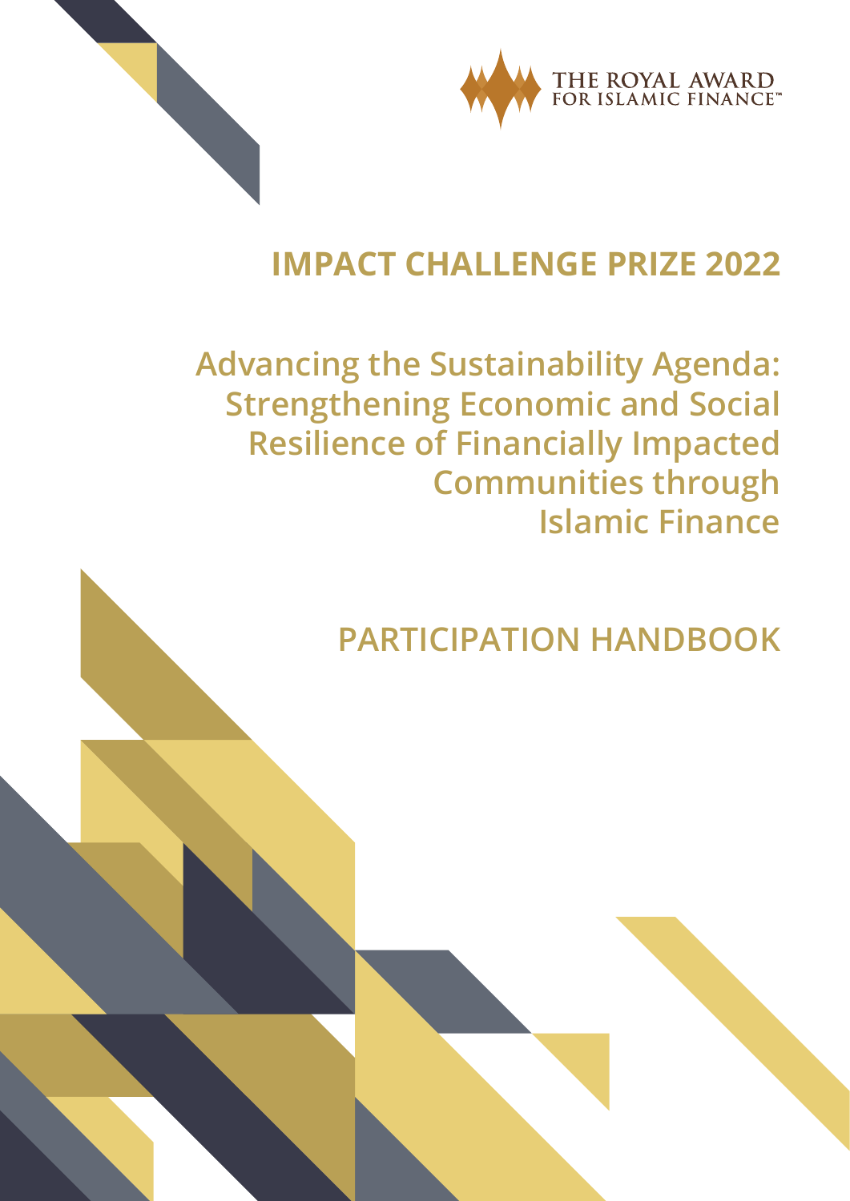THE ROYAL AWARD FOR ISLAMIC FINANCE™

# IMPACT CHALLENGE PRIZE 2022

## Advancing the Sustainability Agenda: Strengthening Economic and Social Resilience of Financially Impacted Communities through Islamic Finance

## PARTICIPATION HANDBOOK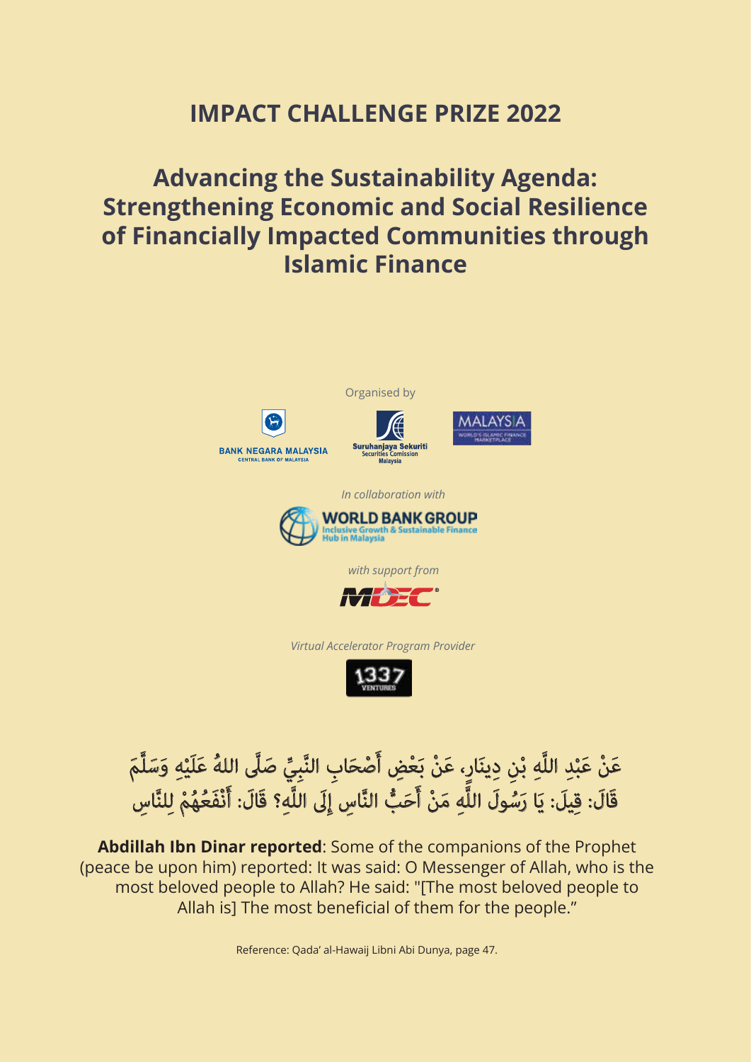# IMPACT CHALLENGE PRIZE 2022

## Advancing the Sustainability Agenda: Strengthening Economic and Social Resilience of Financially Impacted Communities through Islamic Finance

Organised by

BANK NEGARA MALAYSIA
CENTRAL BANK OF MALAYSIA

Suruhanjaya Sekuriti
Securities Comission
Malaysia

MALAYSIA
WORLD'S ISLAMIC FINANCE MARKETPLACE

*In collaboration with*

WORLD BANK GROUP
Inclusive Growth & Sustainable Finance Hub in Malaysia

*with support from*

MDEC

*Virtual Accelerator Program Provider*

1337 VENTURES

عَنْ عَبْدِ اللَّهِ بْنِ دِينَارٍ، عَنْ بَعْضِ أَصْحَابِ النَّبِيِّ صَلَّى اللهُ عَلَيْهِ وَسَلَّمَ قَالَ: قِيلَ: يَا رَسُولَ اللَّهِ مَنْ أَحَبُّ النَّاسِ إِلَى اللَّهِ؟ قَالَ: أَنْفَعُهُمْ لِلنَّاسِ

**Abdillah Ibn Dinar reported**: Some of the companions of the Prophet (peace be upon him) reported: It was said: O Messenger of Allah, who is the most beloved people to Allah? He said: "[The most beloved people to Allah is] The most beneficial of them for the people."

Reference: Qada' al-Hawaij Libni Abi Dunya, page 47.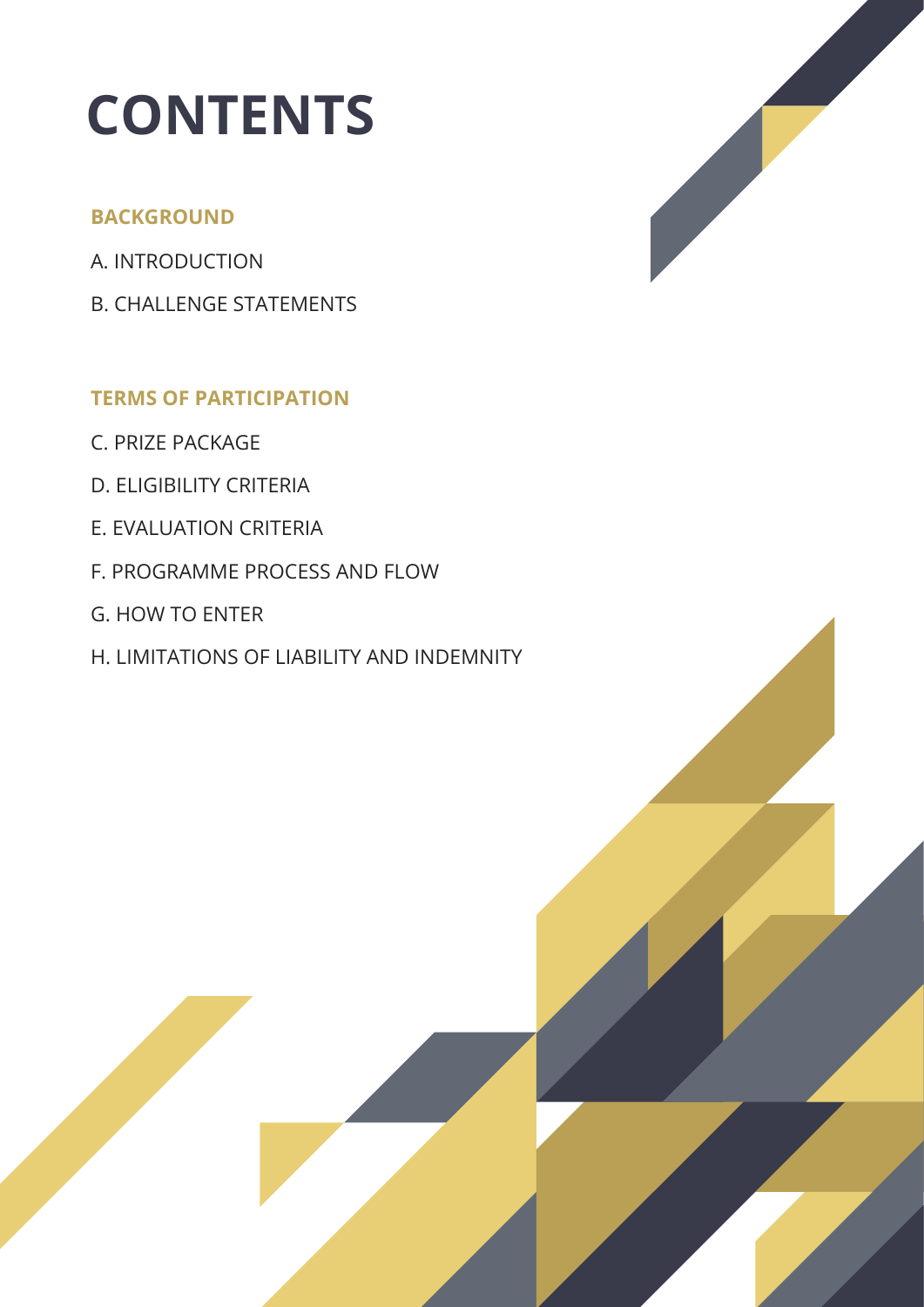# CONTENTS

## BACKGROUND

A. INTRODUCTION

B. CHALLENGE STATEMENTS

## TERMS OF PARTICIPATION

C. PRIZE PACKAGE

D. ELIGIBILITY CRITERIA

E. EVALUATION CRITERIA

F. PROGRAMME PROCESS AND FLOW

G. HOW TO ENTER

H. LIMITATIONS OF LIABILITY AND INDEMNITY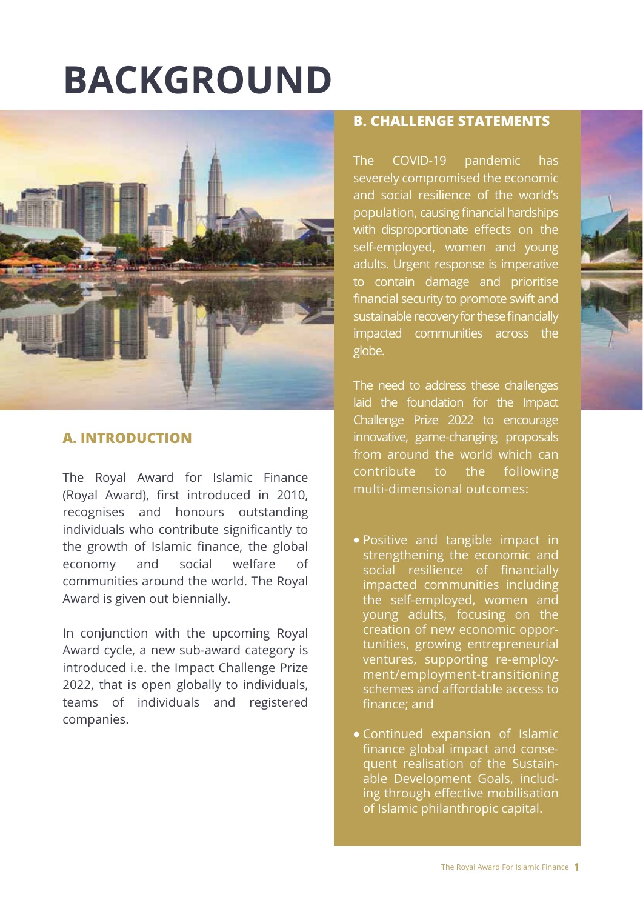# BACKGROUND

## A. INTRODUCTION

The Royal Award for Islamic Finance (Royal Award), first introduced in 2010, recognises and honours outstanding individuals who contribute significantly to the growth of Islamic finance, the global economy and social welfare of communities around the world. The Royal Award is given out biennially.

In conjunction with the upcoming Royal Award cycle, a new sub-award category is introduced i.e. the Impact Challenge Prize 2022, that is open globally to individuals, teams of individuals and registered companies.

## B. CHALLENGE STATEMENTS

The COVID-19 pandemic has severely compromised the economic and social resilience of the world's population, causing financial hardships with disproportionate effects on the self-employed, women and young adults. Urgent response is imperative to contain damage and prioritise financial security to promote swift and sustainable recovery for these financially impacted communities across the globe.

The need to address these challenges laid the foundation for the Impact Challenge Prize 2022 to encourage innovative, game-changing proposals from around the world which can contribute to the following multi-dimensional outcomes:

- Positive and tangible impact in strengthening the economic and social resilience of financially impacted communities including the self-employed, women and young adults, focusing on the creation of new economic opportunities, growing entrepreneurial ventures, supporting re-employment/employment-transitioning schemes and affordable access to finance; and
- Continued expansion of Islamic finance global impact and consequent realisation of the Sustainable Development Goals, including through effective mobilisation of Islamic philanthropic capital.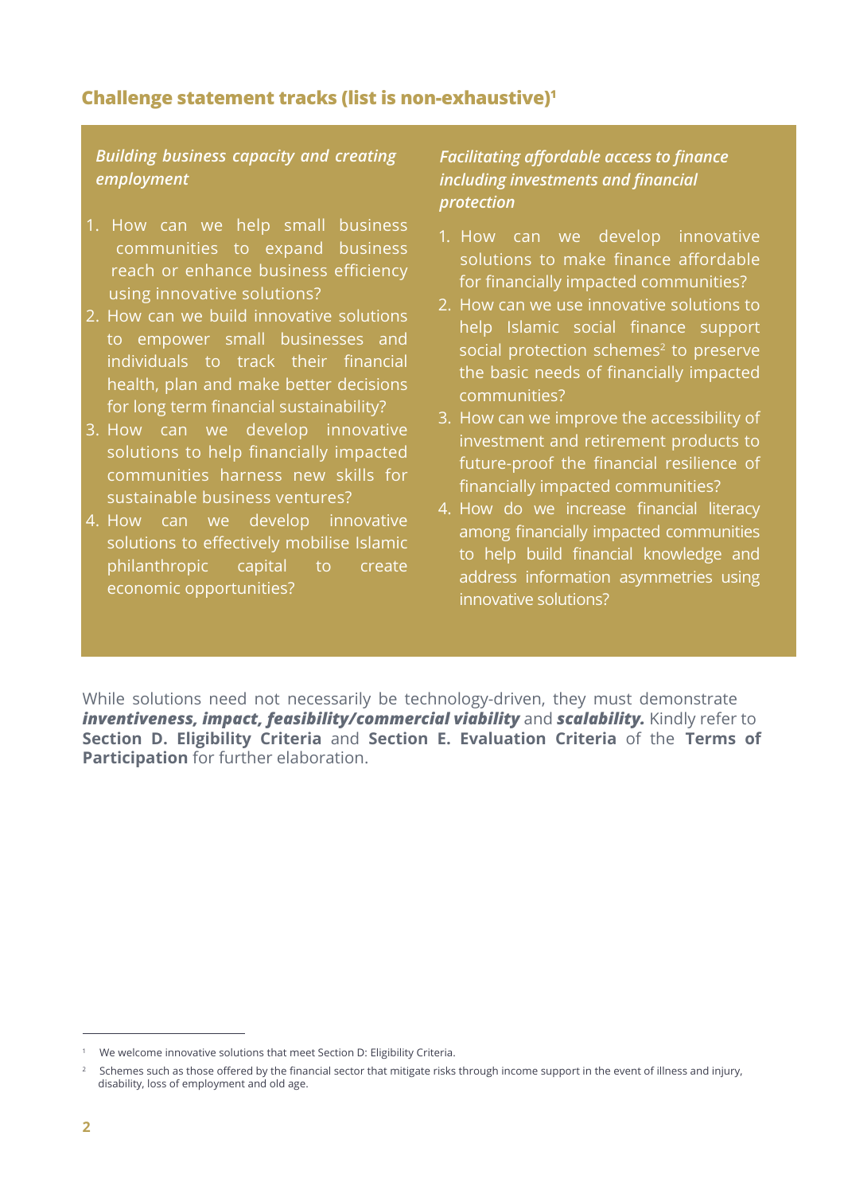## Challenge statement tracks (list is non-exhaustive)[1]

### *Building business capacity and creating employment*

1. How can we help small business communities to expand business reach or enhance business efficiency using innovative solutions?
2. How can we build innovative solutions to empower small businesses and individuals to track their financial health, plan and make better decisions for long term financial sustainability?
3. How can we develop innovative solutions to help financially impacted communities harness new skills for sustainable business ventures?
4. How can we develop innovative solutions to effectively mobilise Islamic philanthropic capital to create economic opportunities?

### *Facilitating affordable access to finance including investments and financial protection*

1. How can we develop innovative solutions to make finance affordable for financially impacted communities?
2. How can we use innovative solutions to help Islamic social finance support social protection schemes[2] to preserve the basic needs of financially impacted communities?
3. How can we improve the accessibility of investment and retirement products to future-proof the financial resilience of financially impacted communities?
4. How do we increase financial literacy among financially impacted communities to help build financial knowledge and address information asymmetries using innovative solutions?

While solutions need not necessarily be technology-driven, they must demonstrate ***inventiveness, impact, feasibility/commercial viability*** and ***scalability.*** Kindly refer to **Section D. Eligibility Criteria** and **Section E. Evaluation Criteria** of the **Terms of Participation** for further elaboration.

---

[1] We welcome innovative solutions that meet Section D: Eligibility Criteria.

[2] Schemes such as those offered by the financial sector that mitigate risks through income support in the event of illness and injury, disability, loss of employment and old age.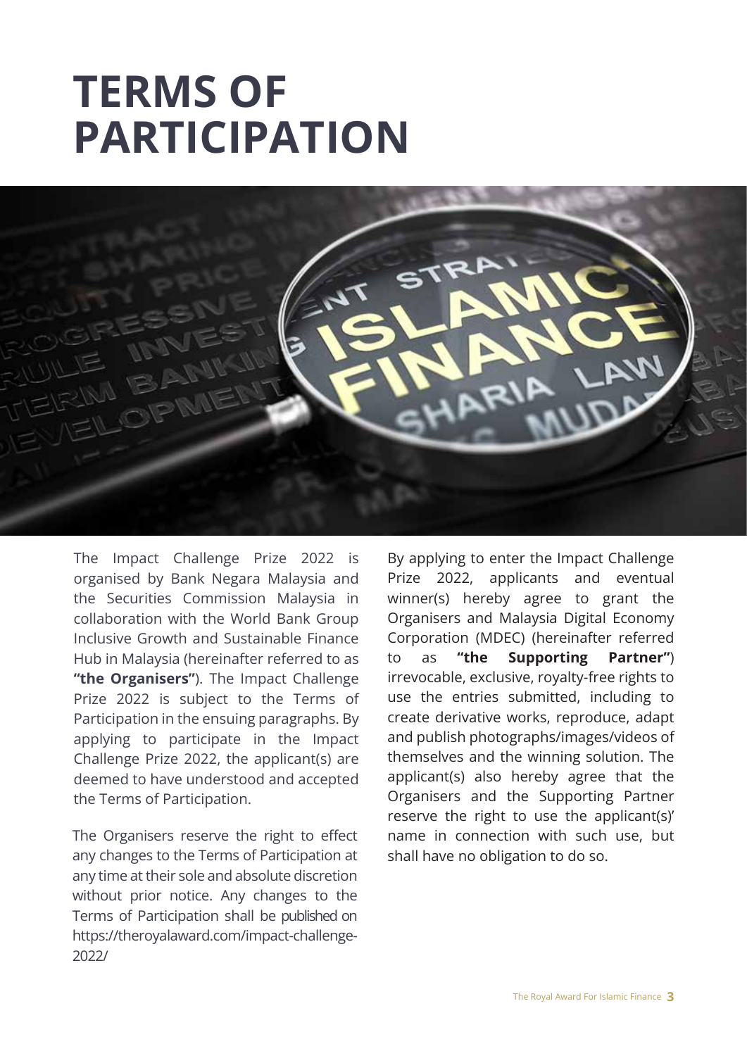# TERMS OF PARTICIPATION

The Impact Challenge Prize 2022 is organised by Bank Negara Malaysia and the Securities Commission Malaysia in collaboration with the World Bank Group Inclusive Growth and Sustainable Finance Hub in Malaysia (hereinafter referred to as **"the Organisers"**). The Impact Challenge Prize 2022 is subject to the Terms of Participation in the ensuing paragraphs. By applying to participate in the Impact Challenge Prize 2022, the applicant(s) are deemed to have understood and accepted the Terms of Participation.

The Organisers reserve the right to effect any changes to the Terms of Participation at any time at their sole and absolute discretion without prior notice. Any changes to the Terms of Participation shall be published on https://theroyalaward.com/impact-challenge-2022/

By applying to enter the Impact Challenge Prize 2022, applicants and eventual winner(s) hereby agree to grant the Organisers and Malaysia Digital Economy Corporation (MDEC) (hereinafter referred to as **"the Supporting Partner"**) irrevocable, exclusive, royalty-free rights to use the entries submitted, including to create derivative works, reproduce, adapt and publish photographs/images/videos of themselves and the winning solution. The applicant(s) also hereby agree that the Organisers and the Supporting Partner reserve the right to use the applicant(s)' name in connection with such use, but shall have no obligation to do so.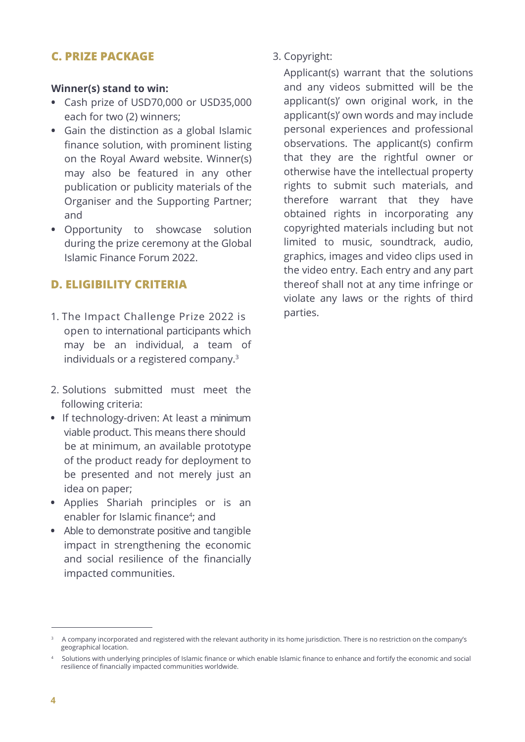## C. PRIZE PACKAGE

**Winner(s) stand to win:**

- Cash prize of USD70,000 or USD35,000 each for two (2) winners;
- Gain the distinction as a global Islamic finance solution, with prominent listing on the Royal Award website. Winner(s) may also be featured in any other publication or publicity materials of the Organiser and the Supporting Partner; and
- Opportunity to showcase solution during the prize ceremony at the Global Islamic Finance Forum 2022.

## D. ELIGIBILITY CRITERIA

1. The Impact Challenge Prize 2022 is open to international participants which may be an individual, a team of individuals or a registered company.[3]

2. Solutions submitted must meet the following criteria:
   - If technology-driven: At least a minimum viable product. This means there should be at minimum, an available prototype of the product ready for deployment to be presented and not merely just an idea on paper;
   - Applies Shariah principles or is an enabler for Islamic finance[4]; and
   - Able to demonstrate positive and tangible impact in strengthening the economic and social resilience of the financially impacted communities.

3. Copyright:

   Applicant(s) warrant that the solutions and any videos submitted will be the applicant(s)' own original work, in the applicant(s)' own words and may include personal experiences and professional observations. The applicant(s) confirm that they are the rightful owner or otherwise have the intellectual property rights to submit such materials, and therefore warrant that they have obtained rights in incorporating any copyrighted materials including but not limited to music, soundtrack, audio, graphics, images and video clips used in the video entry. Each entry and any part thereof shall not at any time infringe or violate any laws or the rights of third parties.

---

[3] A company incorporated and registered with the relevant authority in its home jurisdiction. There is no restriction on the company's geographical location.

[4] Solutions with underlying principles of Islamic finance or which enable Islamic finance to enhance and fortify the economic and social resilience of financially impacted communities worldwide.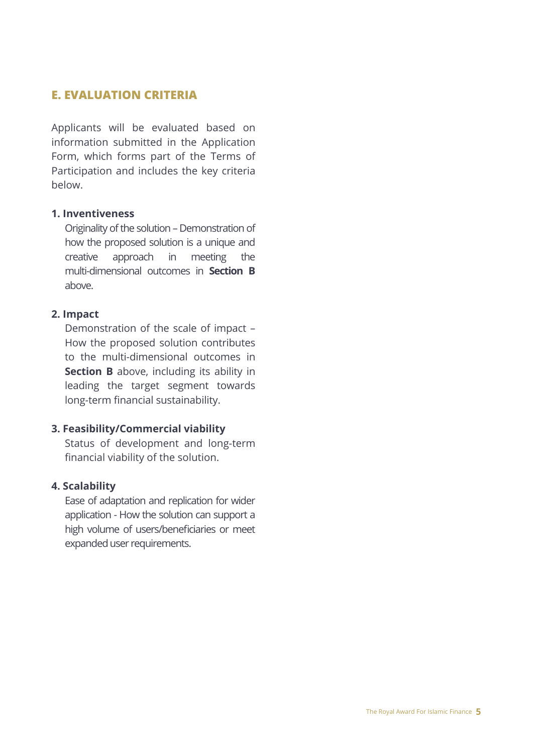## E. EVALUATION CRITERIA

Applicants will be evaluated based on information submitted in the Application Form, which forms part of the Terms of Participation and includes the key criteria below.

**1. Inventiveness**

Originality of the solution – Demonstration of how the proposed solution is a unique and creative approach in meeting the multi-dimensional outcomes in **Section B** above.

**2. Impact**

Demonstration of the scale of impact – How the proposed solution contributes to the multi-dimensional outcomes in **Section B** above, including its ability in leading the target segment towards long-term financial sustainability.

**3. Feasibility/Commercial viability**

Status of development and long-term financial viability of the solution.

**4. Scalability**

Ease of adaptation and replication for wider application - How the solution can support a high volume of users/beneficiaries or meet expanded user requirements.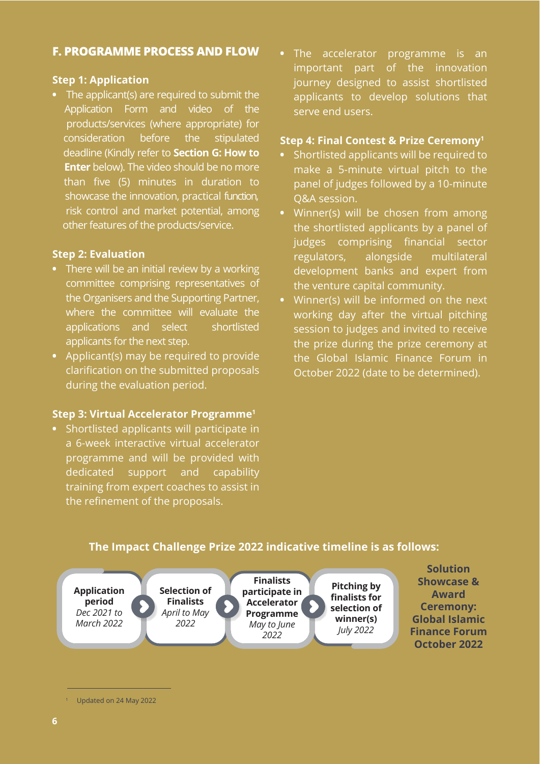## F. PROGRAMME PROCESS AND FLOW

### Step 1: Application

- The applicant(s) are required to submit the Application Form and video of the products/services (where appropriate) for consideration before the stipulated deadline (Kindly refer to **Section G: How to Enter** below). The video should be no more than five (5) minutes in duration to showcase the innovation, practical function, risk control and market potential, among other features of the products/service.

### Step 2: Evaluation

- There will be an initial review by a working committee comprising representatives of the Organisers and the Supporting Partner, where the committee will evaluate the applications and select shortlisted applicants for the next step.
- Applicant(s) may be required to provide clarification on the submitted proposals during the evaluation period.

### Step 3: Virtual Accelerator Programme[1]

- Shortlisted applicants will participate in a 6-week interactive virtual accelerator programme and will be provided with dedicated support and capability training from expert coaches to assist in the refinement of the proposals.
- The accelerator programme is an important part of the innovation journey designed to assist shortlisted applicants to develop solutions that serve end users.

### Step 4: Final Contest & Prize Ceremony[1]

- Shortlisted applicants will be required to make a 5-minute virtual pitch to the panel of judges followed by a 10-minute Q&A session.
- Winner(s) will be chosen from among the shortlisted applicants by a panel of judges comprising financial sector regulators, alongside multilateral development banks and expert from the venture capital community.
- Winner(s) will be informed on the next working day after the virtual pitching session to judges and invited to receive the prize during the prize ceremony at the Global Islamic Finance Forum in October 2022 (date to be determined).

**The Impact Challenge Prize 2022 indicative timeline is as follows:**

1. **Application period** – *Dec 2021 to March 2022*
2. **Selection of Finalists** – *April to May 2022*
3. **Finalists participate in Accelerator Programme** – *May to June 2022*
4. **Pitching by finalists for selection of winner(s)** – *July 2022*
5. **Solution Showcase & Award Ceremony: Global Islamic Finance Forum October 2022**

[1] Updated on 24 May 2022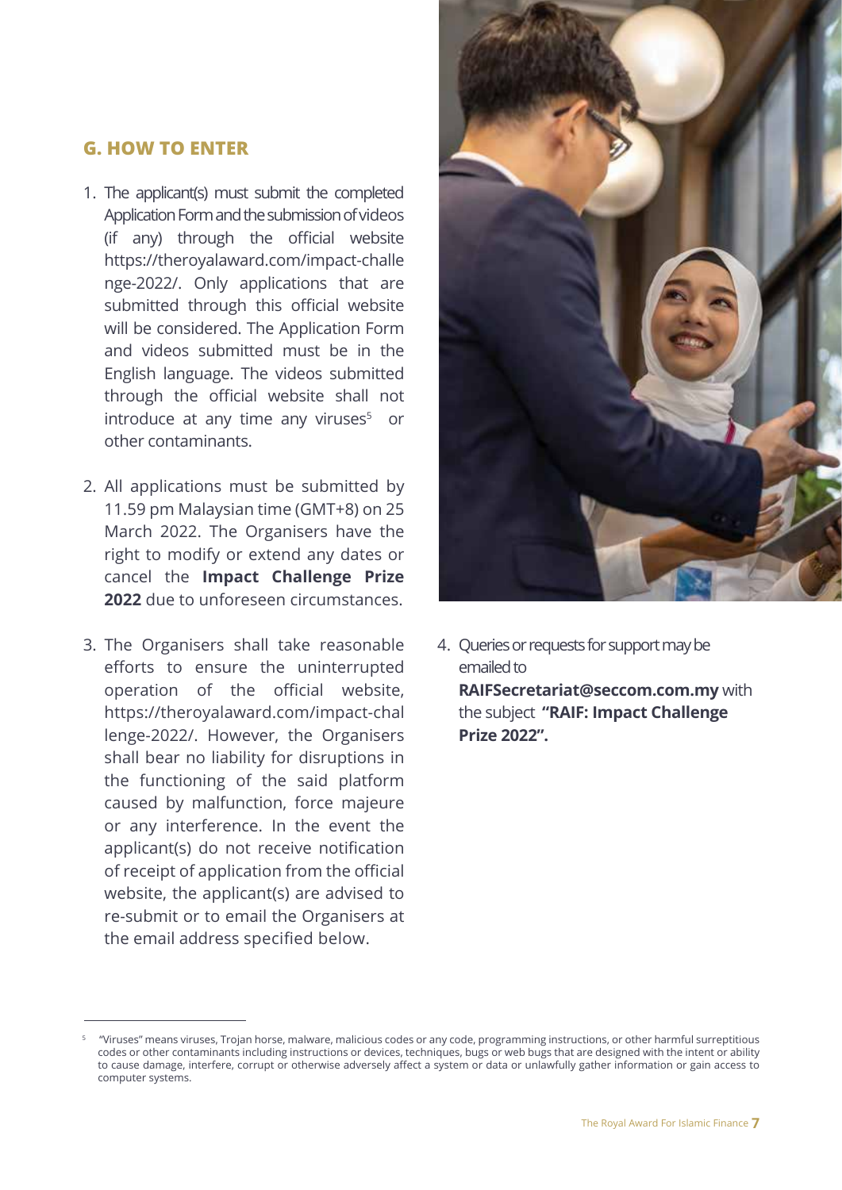## G. HOW TO ENTER

1. The applicant(s) must submit the completed Application Form and the submission of videos (if any) through the official website https://theroyalaward.com/impact-challenge-2022/. Only applications that are submitted through this official website will be considered. The Application Form and videos submitted must be in the English language. The videos submitted through the official website shall not introduce at any time any viruses[5] or other contaminants.

2. All applications must be submitted by 11.59 pm Malaysian time (GMT+8) on 25 March 2022. The Organisers have the right to modify or extend any dates or cancel the **Impact Challenge Prize 2022** due to unforeseen circumstances.

3. The Organisers shall take reasonable efforts to ensure the uninterrupted operation of the official website, https://theroyalaward.com/impact-challenge-2022/. However, the Organisers shall bear no liability for disruptions in the functioning of the said platform caused by malfunction, force majeure or any interference. In the event the applicant(s) do not receive notification of receipt of application from the official website, the applicant(s) are advised to re-submit or to email the Organisers at the email address specified below.

4. Queries or requests for support may be emailed to **RAIFSecretariat@seccom.com.my** with the subject **"RAIF: Impact Challenge Prize 2022".**

---

[5] "Viruses" means viruses, Trojan horse, malware, malicious codes or any code, programming instructions, or other harmful surreptitious codes or other contaminants including instructions or devices, techniques, bugs or web bugs that are designed with the intent or ability to cause damage, interfere, corrupt or otherwise adversely affect a system or data or unlawfully gather information or gain access to computer systems.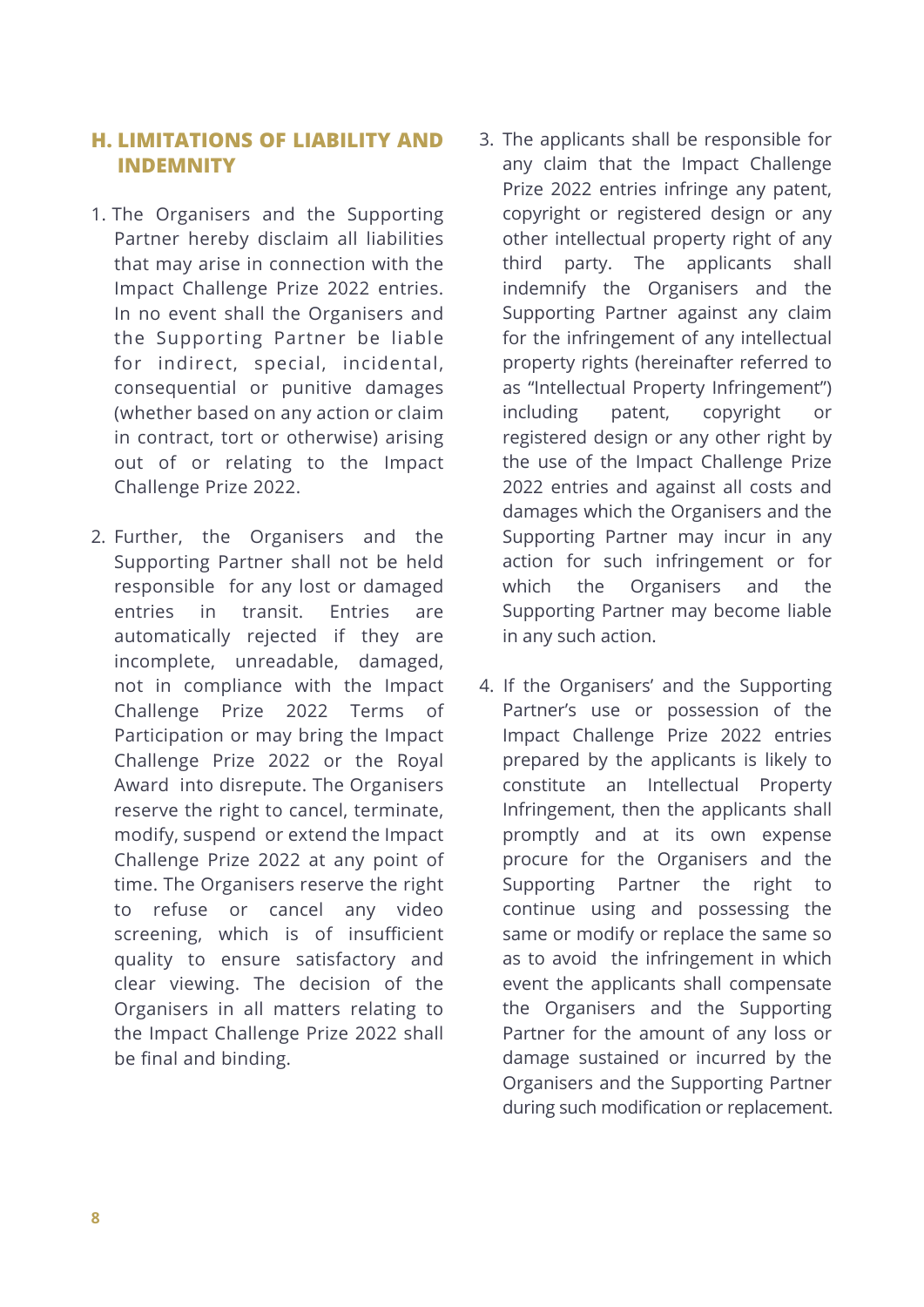## H. LIMITATIONS OF LIABILITY AND INDEMNITY

1. The Organisers and the Supporting Partner hereby disclaim all liabilities that may arise in connection with the Impact Challenge Prize 2022 entries. In no event shall the Organisers and the Supporting Partner be liable for indirect, special, incidental, consequential or punitive damages (whether based on any action or claim in contract, tort or otherwise) arising out of or relating to the Impact Challenge Prize 2022.

2. Further, the Organisers and the Supporting Partner shall not be held responsible for any lost or damaged entries in transit. Entries are automatically rejected if they are incomplete, unreadable, damaged, not in compliance with the Impact Challenge Prize 2022 Terms of Participation or may bring the Impact Challenge Prize 2022 or the Royal Award into disrepute. The Organisers reserve the right to cancel, terminate, modify, suspend or extend the Impact Challenge Prize 2022 at any point of time. The Organisers reserve the right to refuse or cancel any video screening, which is of insufficient quality to ensure satisfactory and clear viewing. The decision of the Organisers in all matters relating to the Impact Challenge Prize 2022 shall be final and binding.

3. The applicants shall be responsible for any claim that the Impact Challenge Prize 2022 entries infringe any patent, copyright or registered design or any other intellectual property right of any third party. The applicants shall indemnify the Organisers and the Supporting Partner against any claim for the infringement of any intellectual property rights (hereinafter referred to as "Intellectual Property Infringement") including patent, copyright or registered design or any other right by the use of the Impact Challenge Prize 2022 entries and against all costs and damages which the Organisers and the Supporting Partner may incur in any action for such infringement or for which the Organisers and the Supporting Partner may become liable in any such action.

4. If the Organisers' and the Supporting Partner's use or possession of the Impact Challenge Prize 2022 entries prepared by the applicants is likely to constitute an Intellectual Property Infringement, then the applicants shall promptly and at its own expense procure for the Organisers and the Supporting Partner the right to continue using and possessing the same or modify or replace the same so as to avoid the infringement in which event the applicants shall compensate the Organisers and the Supporting Partner for the amount of any loss or damage sustained or incurred by the Organisers and the Supporting Partner during such modification or replacement.